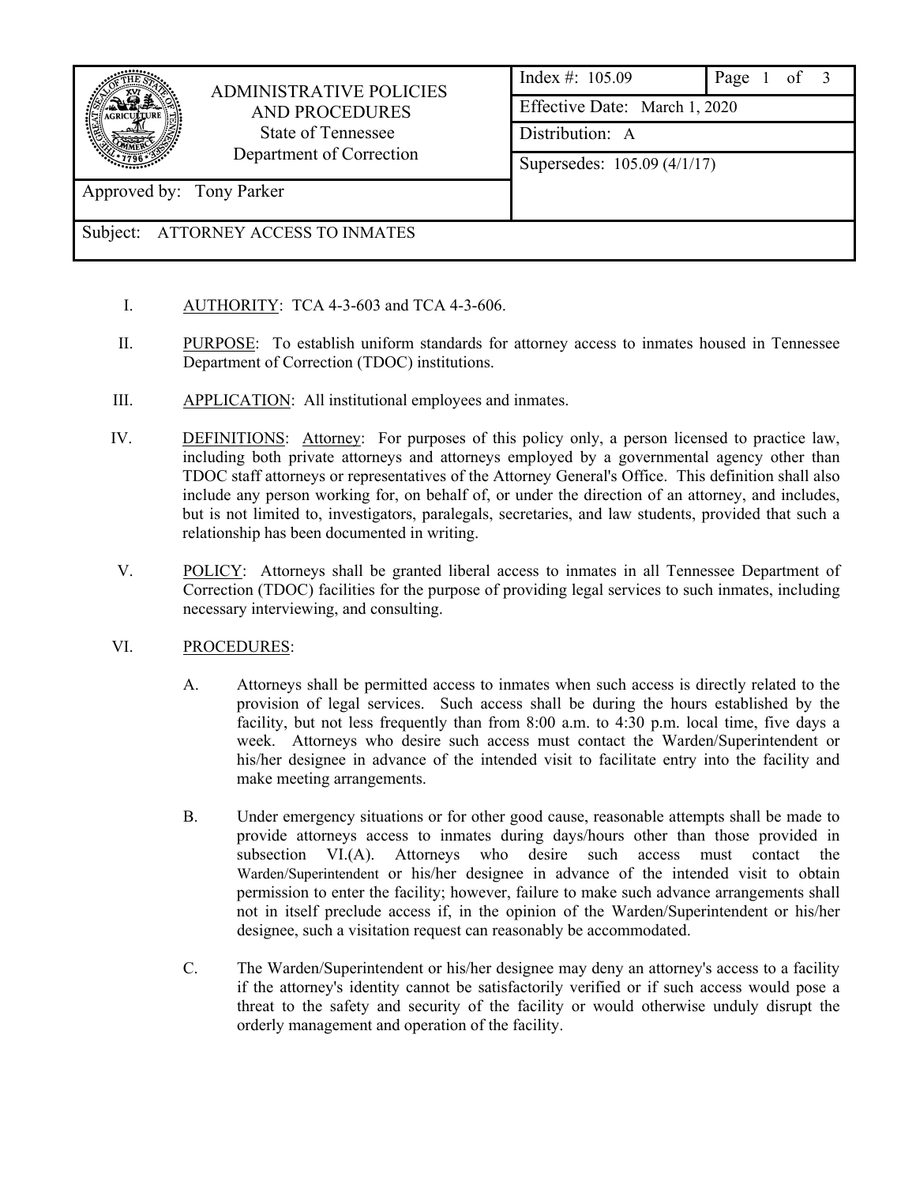| ADMINISTRATIVE POLICIES AND PROCEDURES<br>State of Tennessee<br>Department of Correction | Index #: 105.09 | Page 1 of 3 |
|---|---|---|
| | Effective Date: March 1, 2020 | |
| | Distribution: A | |
| | Supersedes: 105.09 (4/1/17) | |
| Approved by: Tony Parker | | |
| Subject: ATTORNEY ACCESS TO INMATES | | |

I. AUTHORITY: TCA 4-3-603 and TCA 4-3-606.

II. PURPOSE: To establish uniform standards for attorney access to inmates housed in Tennessee Department of Correction (TDOC) institutions.

III. APPLICATION: All institutional employees and inmates.

IV. DEFINITIONS: Attorney: For purposes of this policy only, a person licensed to practice law, including both private attorneys and attorneys employed by a governmental agency other than TDOC staff attorneys or representatives of the Attorney General's Office. This definition shall also include any person working for, on behalf of, or under the direction of an attorney, and includes, but is not limited to, investigators, paralegals, secretaries, and law students, provided that such a relationship has been documented in writing.

V. POLICY: Attorneys shall be granted liberal access to inmates in all Tennessee Department of Correction (TDOC) facilities for the purpose of providing legal services to such inmates, including necessary interviewing, and consulting.

VI. PROCEDURES:

A. Attorneys shall be permitted access to inmates when such access is directly related to the provision of legal services. Such access shall be during the hours established by the facility, but not less frequently than from 8:00 a.m. to 4:30 p.m. local time, five days a week. Attorneys who desire such access must contact the Warden/Superintendent or his/her designee in advance of the intended visit to facilitate entry into the facility and make meeting arrangements.

B. Under emergency situations or for other good cause, reasonable attempts shall be made to provide attorneys access to inmates during days/hours other than those provided in subsection VI.(A). Attorneys who desire such access must contact the Warden/Superintendent or his/her designee in advance of the intended visit to obtain permission to enter the facility; however, failure to make such advance arrangements shall not in itself preclude access if, in the opinion of the Warden/Superintendent or his/her designee, such a visitation request can reasonably be accommodated.

C. The Warden/Superintendent or his/her designee may deny an attorney's access to a facility if the attorney's identity cannot be satisfactorily verified or if such access would pose a threat to the safety and security of the facility or would otherwise unduly disrupt the orderly management and operation of the facility.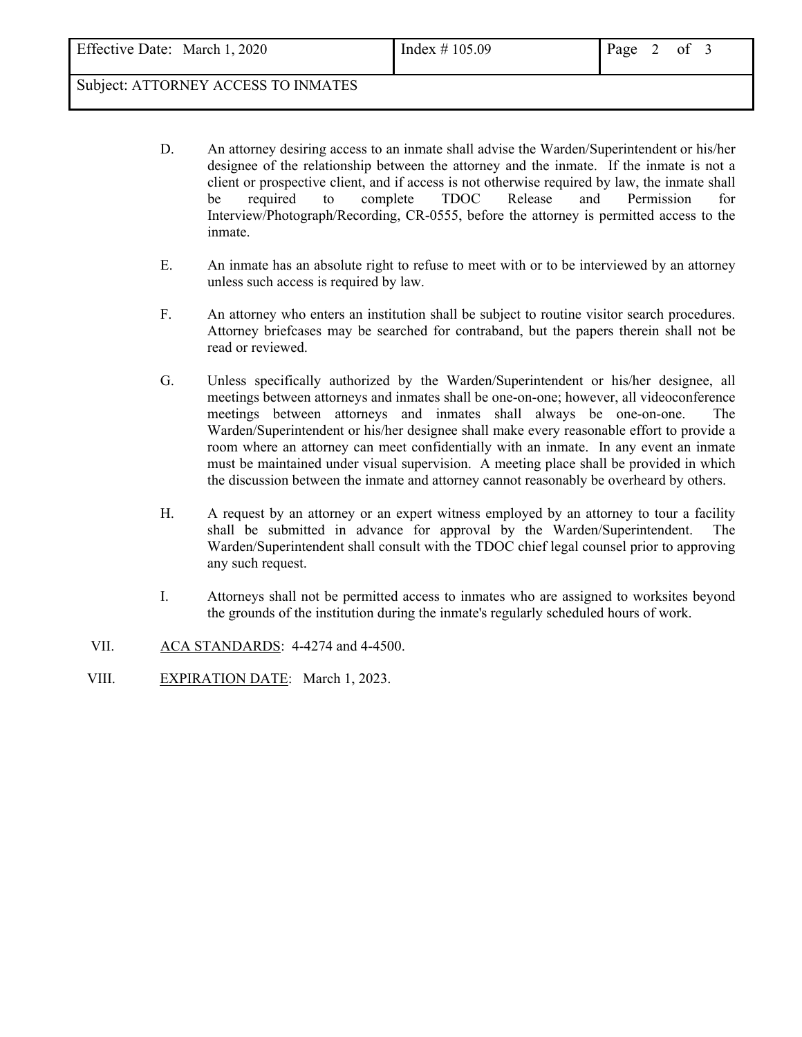D. An attorney desiring access to an inmate shall advise the Warden/Superintendent or his/her designee of the relationship between the attorney and the inmate. If the inmate is not a client or prospective client, and if access is not otherwise required by law, the inmate shall be required to complete TDOC Release and Permission for Interview/Photograph/Recording, CR-0555, before the attorney is permitted access to the inmate.

E. An inmate has an absolute right to refuse to meet with or to be interviewed by an attorney unless such access is required by law.

F. An attorney who enters an institution shall be subject to routine visitor search procedures. Attorney briefcases may be searched for contraband, but the papers therein shall not be read or reviewed.

G. Unless specifically authorized by the Warden/Superintendent or his/her designee, all meetings between attorneys and inmates shall be one-on-one; however, all videoconference meetings between attorneys and inmates shall always be one-on-one. The Warden/Superintendent or his/her designee shall make every reasonable effort to provide a room where an attorney can meet confidentially with an inmate. In any event an inmate must be maintained under visual supervision. A meeting place shall be provided in which the discussion between the inmate and attorney cannot reasonably be overheard by others.

H. A request by an attorney or an expert witness employed by an attorney to tour a facility shall be submitted in advance for approval by the Warden/Superintendent. The Warden/Superintendent shall consult with the TDOC chief legal counsel prior to approving any such request.

I. Attorneys shall not be permitted access to inmates who are assigned to worksites beyond the grounds of the institution during the inmate's regularly scheduled hours of work.

VII. ACA STANDARDS: 4-4274 and 4-4500.

VIII. EXPIRATION DATE: March 1, 2023.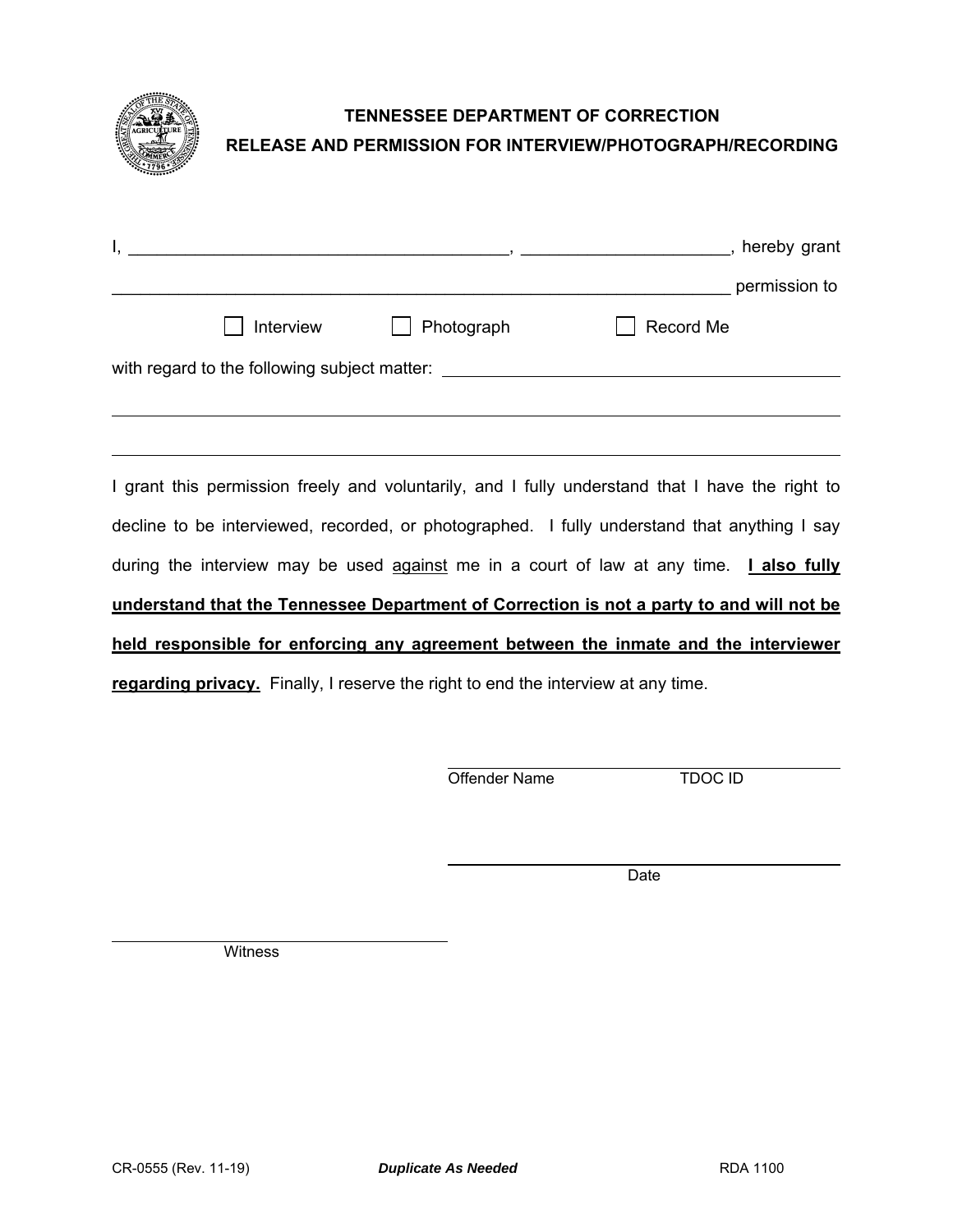## TENNESSEE DEPARTMENT OF CORRECTION

## RELEASE AND PERMISSION FOR INTERVIEW/PHOTOGRAPH/RECORDING

I, ________________________________________, ______________________, hereby grant

_________________________________________________________________ permission to

☐ Interview ☐ Photograph ☐ Record Me

with regard to the following subject matter: ____________________________________________

_______________________________________________________________________________

_______________________________________________________________________________

I grant this permission freely and voluntarily, and I fully understand that I have the right to decline to be interviewed, recorded, or photographed. I fully understand that anything I say during the interview may be used against me in a court of law at any time. **I also fully understand that the Tennessee Department of Correction is not a party to and will not be held responsible for enforcing any agreement between the inmate and the interviewer regarding privacy.** Finally, I reserve the right to end the interview at any time.

_______________________________________
Offender Name TDOC ID

_______________________________________
Date

_______________________________________
Witness

CR-0555 (Rev. 11-19) ***Duplicate As Needed*** RDA 1100